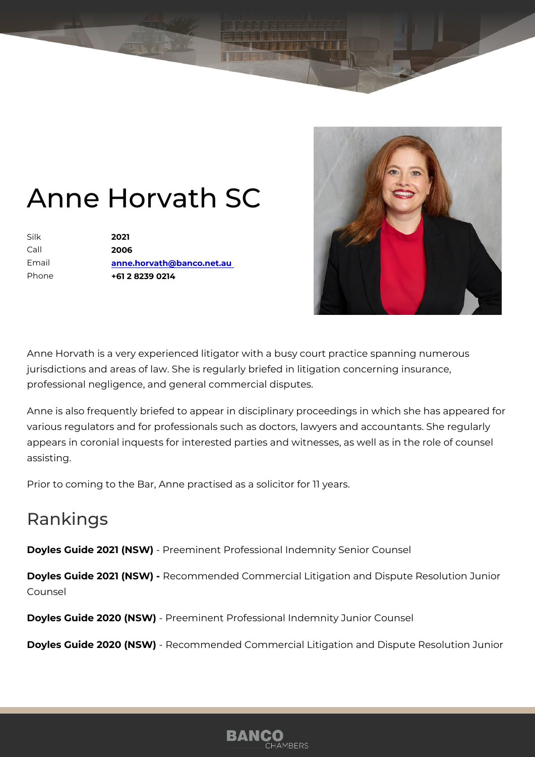# Anne Horvath SC

| | |
|---|---|
| Silk | **2021** |
| Call | **2006** |
| Email | **anne.horvath@banco.net.au** |
| Phone | **+61 2 8239 0214** |

Anne Horvath is a very experienced litigator with a busy court practice spanning numerous jurisdictions and areas of law. She is regularly briefed in litigation concerning insurance, professional negligence, and general commercial disputes.

Anne is also frequently briefed to appear in disciplinary proceedings in which she has appeared for various regulators and for professionals such as doctors, lawyers and accountants. She regularly appears in coronial inquests for interested parties and witnesses, as well as in the role of counsel assisting.

Prior to coming to the Bar, Anne practised as a solicitor for 11 years.

## Rankings

**Doyles Guide 2021 (NSW)** - Preeminent Professional Indemnity Senior Counsel

**Doyles Guide 2021 (NSW) -** Recommended Commercial Litigation and Dispute Resolution Junior Counsel

**Doyles Guide 2020 (NSW)** - Preeminent Professional Indemnity Junior Counsel

**Doyles Guide 2020 (NSW)** - Recommended Commercial Litigation and Dispute Resolution Junior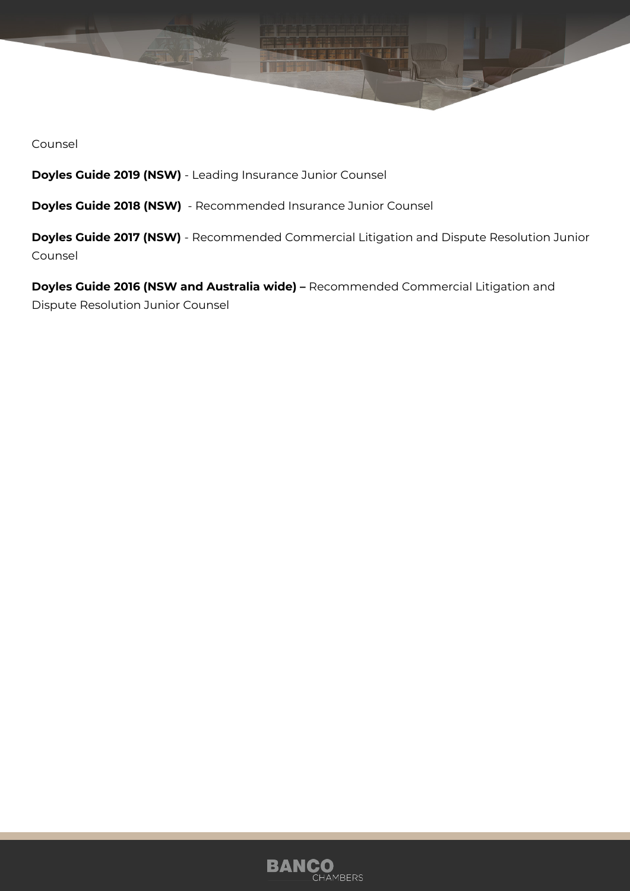Counsel

**Doyles Guide 2019 (NSW)** - Leading Insurance Junior Counsel

**Doyles Guide 2018 (NSW)** - Recommended Insurance Junior Counsel

**Doyles Guide 2017 (NSW)** - Recommended Commercial Litigation and Dispute Resolution Junior Counsel

**Doyles Guide 2016 (NSW and Australia wide) –** Recommended Commercial Litigation and Dispute Resolution Junior Counsel